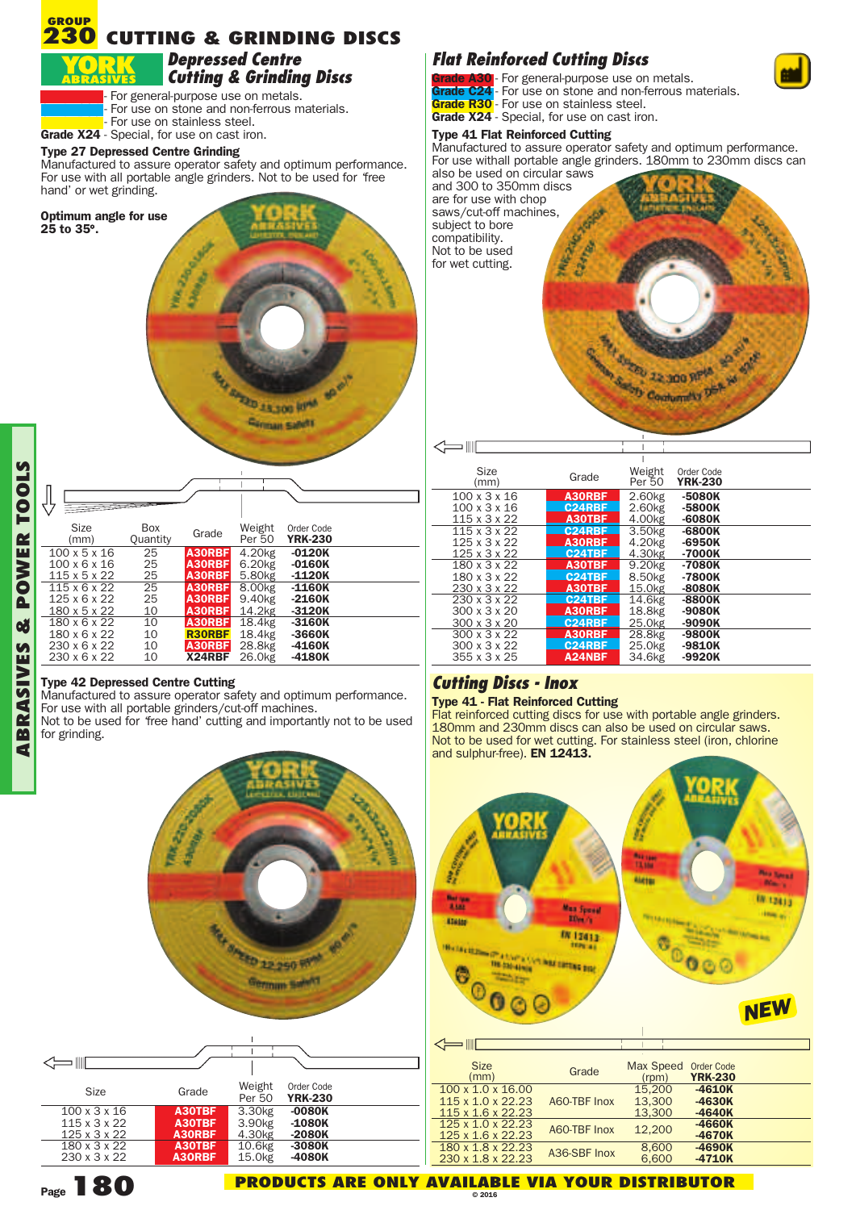# GROUP 230 CUTTING & GRINDING DISCS

## YORK ABRASIVES Depressed Centre Cutting & Grinding Discs

- For general-purpose use on metals.
- For use on stone and non-ferrous materials.
- For use on stainless steel.

**Grade X24** - Special, for use on cast iron.

### Type 27 Depressed Centre Grinding

Manufactured to assure operator safety and optimum performance. For use with all portable angle grinders. Not to be used for 'free hand' or wet grinding.

**Optimum angle for use 25 to 35º.**

| Size (mm) | Box Quantity | Grade | Weight Per 50 | Order Code YRK-230 |
|---|---|---|---|---|
| 100 x 5 x 16 | 25 | A30RBF | 4.20kg | -0120K |
| 100 x 6 x 16 | 25 | A30RBF | 6.20kg | -0160K |
| 115 x 5 x 22 | 25 | A30RBF | 5.80kg | -1120K |
| 115 x 6 x 22 | 25 | A30RBF | 8.00kg | -1160K |
| 125 x 6 x 22 | 25 | A30RBF | 9.40kg | -2160K |
| 180 x 5 x 22 | 10 | A30RBF | 14.2kg | -3120K |
| 180 x 6 x 22 | 10 | A30RBF | 18.4kg | -3160K |
| 180 x 6 x 22 | 10 | R30RBF | 18.4kg | -3660K |
| 230 x 6 x 22 | 10 | A30RBF | 28.8kg | -4160K |
| 230 x 6 x 22 | 10 | X24RBF | 26.0kg | -4180K |

### Type 42 Depressed Centre Cutting

Manufactured to assure operator safety and optimum performance. For use with all portable grinders/cut-off machines.
Not to be used for 'free hand' cutting and importantly not to be used for grinding.

| Size | Grade | Weight Per 50 | Order Code YRK-230 |
|---|---|---|---|
| 100 x 3 x 16 | A30TBF | 3.30kg | -0080K |
| 115 x 3 x 22 | A30TBF | 3.90kg | -1080K |
| 125 x 3 x 22 | A30RBF | 4.30kg | -2080K |
| 180 x 3 x 22 | A30TBF | 10.6kg | -3080K |
| 230 x 3 x 22 | A30RBF | 15.0kg | -4080K |

## Flat Reinforced Cutting Discs

**Grade A30** - For general-purpose use on metals.
**Grade C24** - For use on stone and non-ferrous materials.
**Grade R30** - For use on stainless steel.
**Grade X24** - Special, for use on cast iron.

### Type 41 Flat Reinforced Cutting

Manufactured to assure operator safety and optimum performance. For use withall portable angle grinders. 180mm to 230mm discs can also be used on circular saws and 300 to 350mm discs are for use with chop saws/cut-off machines, subject to bore compatibility.
Not to be used for wet cutting.

| Size (mm) | Grade | Weight Per 50 | Order Code YRK-230 |
|---|---|---|---|
| 100 x 3 x 16 | A30RBF | 2.60kg | -5080K |
| 100 x 3 x 16 | C24RBF | 2.60kg | -5800K |
| 115 x 3 x 22 | A30TBF | 4.00kg | -6080K |
| 115 x 3 x 22 | C24RBF | 3.50kg | -6800K |
| 125 x 3 x 22 | A30RBF | 4.20kg | -6950K |
| 125 x 3 x 22 | C24TBF | 4.30kg | -7000K |
| 180 x 3 x 22 | A30TBF | 9.20kg | -7080K |
| 180 x 3 x 22 | C24TBF | 8.50kg | -7800K |
| 230 x 3 x 22 | A30TBF | 15.0kg | -8080K |
| 230 x 3 x 22 | C24TBF | 14.6kg | -8800K |
| 300 x 3 x 20 | A30RBF | 18.8kg | -9080K |
| 300 x 3 x 20 | C24RBF | 25.0kg | -9090K |
| 300 x 3 x 22 | A30RBF | 28.8kg | -9800K |
| 300 x 3 x 22 | C24RBF | 25.0kg | -9810K |
| 355 x 3 x 25 | A24NBF | 34.6kg | -9920K |

## Cutting Discs - Inox

### Type 41 - Flat Reinforced Cutting

Flat reinforced cutting discs for use with portable angle grinders. 180mm and 230mm discs can also be used on circular saws. Not to be used for wet cutting. For stainless steel (iron, chlorine and sulphur-free). **EN 12413.**

**NEW**

| Size (mm) | Grade | Max Speed (rpm) | Order Code YRK-230 |
|---|---|---|---|
| 100 x 1.0 x 16.00 | A60-TBF Inox | 15,200 | -4610K |
| 115 x 1.0 x 22.23 | A60-TBF Inox | 13,300 | -4630K |
| 115 x 1.6 x 22.23 | A60-TBF Inox | 13,300 | -4640K |
| 125 x 1.0 x 22.23 | A60-TBF Inox | 12,200 | -4660K |
| 125 x 1.6 x 22.23 | A60-TBF Inox | 12,200 | -4670K |
| 180 x 1.8 x 22.23 | A36-SBF Inox | 8,600 | -4690K |
| 230 x 1.8 x 22.23 | A36-SBF Inox | 6,600 | -4710K |

**PRODUCTS ARE ONLY AVAILABLE VIA YOUR DISTRIBUTOR**

© 2016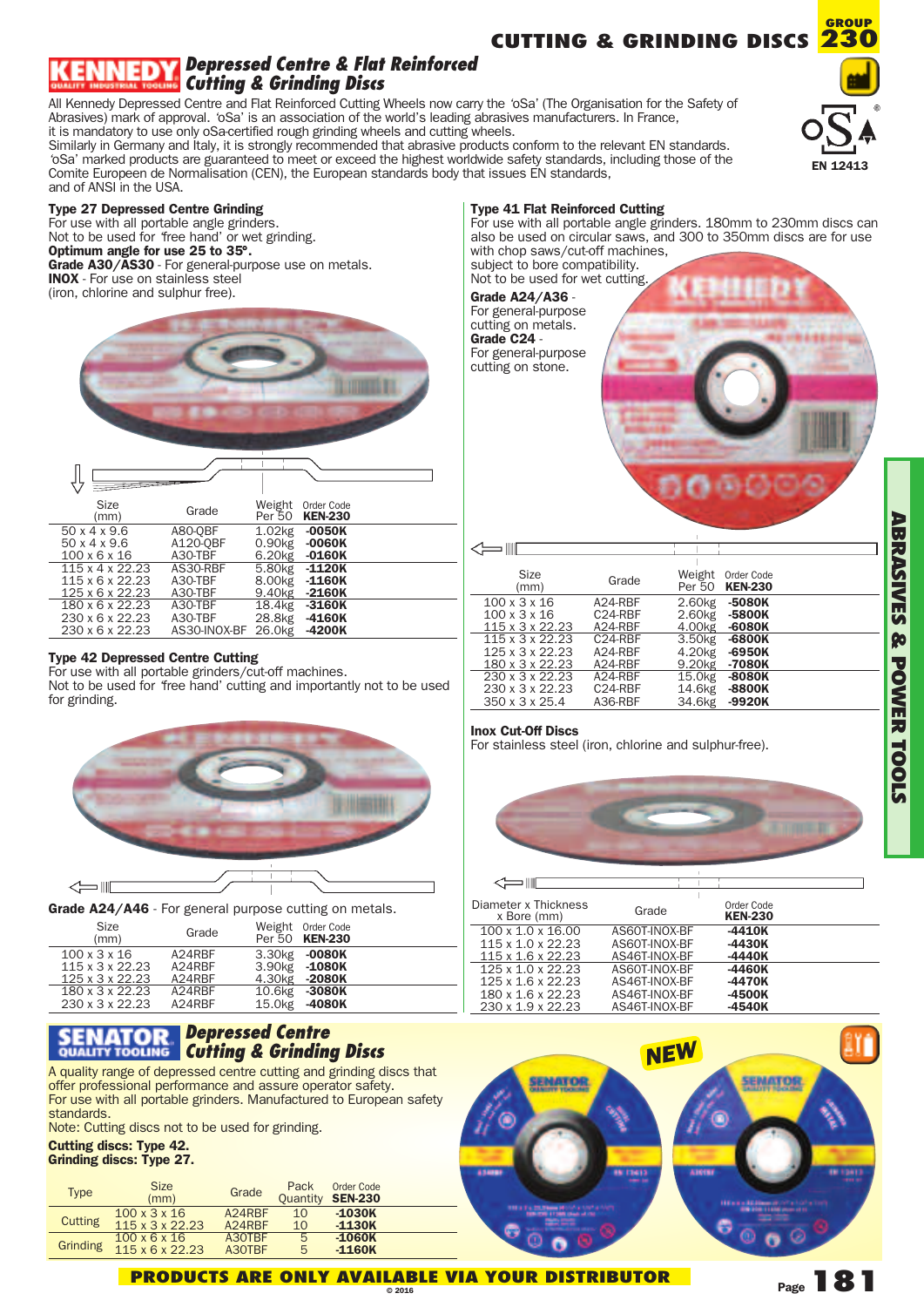# CUTTING & GRINDING DISCS

GROUP 230

## KENNEDY Depressed Centre & Flat Reinforced Cutting & Grinding Discs

All Kennedy Depressed Centre and Flat Reinforced Cutting Wheels now carry the 'oSa' (The Organisation for the Safety of Abrasives) mark of approval. 'oSa' is an association of the world's leading abrasives manufacturers. In France, it is mandatory to use only oSa-certified rough grinding wheels and cutting wheels.
Similarly in Germany and Italy, it is strongly recommended that abrasive products conform to the relevant EN standards. 'oSa' marked products are guaranteed to meet or exceed the highest worldwide safety standards, including those of the Comite Europeen de Normalisation (CEN), the European standards body that issues EN standards, and of ANSI in the USA.

EN 12413

### Type 27 Depressed Centre Grinding

For use with all portable angle grinders.
Not to be used for 'free hand' or wet grinding.
**Optimum angle for use 25 to 35°.**
**Grade A30/AS30** - For general-purpose use on metals.
**INOX** - For use on stainless steel (iron, chlorine and sulphur free).

| Size (mm) | Grade | Weight Per 50 | Order Code KEN-230 |
|---|---|---|---|
| 50 x 4 x 9.6 | A80-QBF | 1.02kg | -0050K |
| 50 x 4 x 9.6 | A120-QBF | 0.90kg | -0060K |
| 100 x 6 x 16 | A30-TBF | 6.20kg | -0160K |
| 115 x 4 x 22.23 | AS30-RBF | 5.80kg | -1120K |
| 115 x 6 x 22.23 | A30-TBF | 8.00kg | -1160K |
| 125 x 6 x 22.23 | A30-TBF | 9.40kg | -2160K |
| 180 x 6 x 22.23 | A30-TBF | 18.4kg | -3160K |
| 230 x 6 x 22.23 | A30-TBF | 28.8kg | -4160K |
| 230 x 6 x 22.23 | AS30-INOX-BF | 26.0kg | -4200K |

### Type 42 Depressed Centre Cutting

For use with all portable grinders/cut-off machines.
Not to be used for 'free hand' cutting and importantly not to be used for grinding.

**Grade A24/A46** - For general purpose cutting on metals.

| Size (mm) | Grade | Weight Per 50 | Order Code KEN-230 |
|---|---|---|---|
| 100 x 3 x 16 | A24RBF | 3.30kg | -0080K |
| 115 x 3 x 22.23 | A24RBF | 3.90kg | -1080K |
| 125 x 3 x 22.23 | A24RBF | 4.30kg | -2080K |
| 180 x 3 x 22.23 | A24RBF | 10.6kg | -3080K |
| 230 x 3 x 22.23 | A24RBF | 15.0kg | -4080K |

### Type 41 Flat Reinforced Cutting

For use with all portable angle grinders. 180mm to 230mm discs can also be used on circular saws, and 300 to 350mm discs are for use with chop saws/cut-off machines, subject to bore compatibility.
Not to be used for wet cutting.

**Grade A24/A36** - For general-purpose cutting on metals.
**Grade C24** - For general-purpose cutting on stone.

| Size (mm) | Grade | Weight Per 50 | Order Code KEN-230 |
|---|---|---|---|
| 100 x 3 x 16 | A24-RBF | 2.60kg | -5080K |
| 100 x 3 x 16 | C24-RBF | 2.60kg | -5800K |
| 115 x 3 x 22.23 | A24-RBF | 4.00kg | -6080K |
| 115 x 3 x 22.23 | C24-RBF | 3.50kg | -6800K |
| 125 x 3 x 22.23 | A24-RBF | 4.20kg | -6950K |
| 180 x 3 x 22.23 | A24-RBF | 9.20kg | -7080K |
| 230 x 3 x 22.23 | A24-RBF | 15.0kg | -8080K |
| 230 x 3 x 22.23 | C24-RBF | 14.6kg | -8800K |
| 350 x 3 x 25.4 | A36-RBF | 34.6kg | -9920K |

### Inox Cut-Off Discs

For stainless steel (iron, chlorine and sulphur-free).

| Diameter x Thickness x Bore (mm) | Grade | Order Code KEN-230 |
|---|---|---|
| 100 x 1.0 x 16.00 | AS60T-INOX-BF | -4410K |
| 115 x 1.0 x 22.23 | AS60T-INOX-BF | -4430K |
| 115 x 1.6 x 22.23 | AS46T-INOX-BF | -4440K |
| 125 x 1.0 x 22.23 | AS60T-INOX-BF | -4460K |
| 125 x 1.6 x 22.23 | AS46T-INOX-BF | -4470K |
| 180 x 1.6 x 22.23 | AS46T-INOX-BF | -4500K |
| 230 x 1.9 x 22.23 | AS46T-INOX-BF | -4540K |

## SENATOR Depressed Centre Cutting & Grinding Discs

NEW

A quality range of depressed centre cutting and grinding discs that offer professional performance and assure operator safety.
For use with all portable grinders. Manufactured to European safety standards.
Note: Cutting discs not to be used for grinding.

**Cutting discs: Type 42.**
**Grinding discs: Type 27.**

| Type | Size (mm) | Grade | Pack Quantity | Order Code SEN-230 |
|---|---|---|---|---|
| Cutting | 100 x 3 x 16 | A24RBF | 10 | -1030K |
| | 115 x 3 x 22.23 | A24RBF | 10 | -1130K |
| Grinding | 100 x 6 x 16 | A30TBF | 5 | -1060K |
| | 115 x 6 x 22.23 | A30TBF | 5 | -1160K |

**PRODUCTS ARE ONLY AVAILABLE VIA YOUR DISTRIBUTOR**